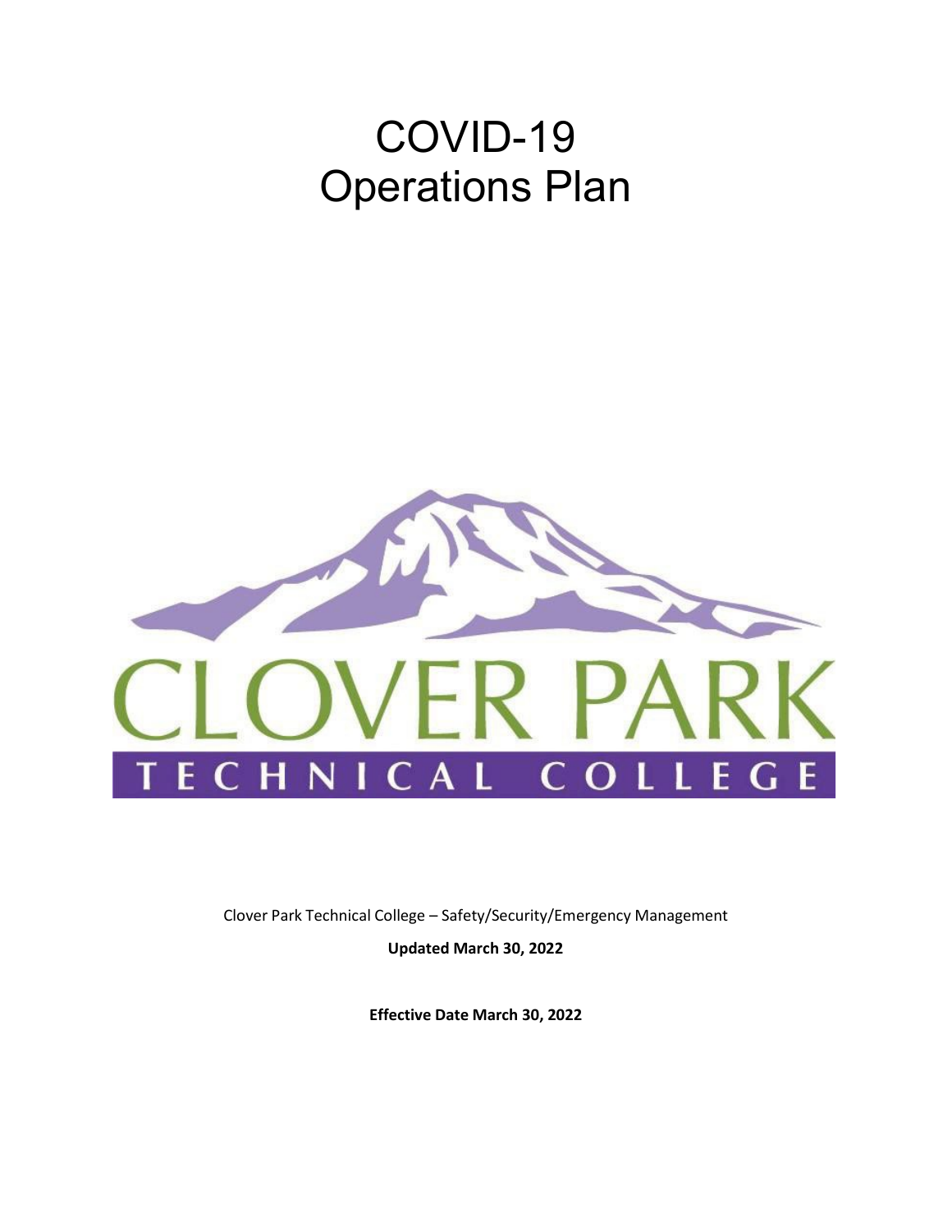# COVID-19 Operations Plan

Clover Park Technical College – Safety/Security/Emergency Management

**Updated March 30, 2022**

**Effective Date March 30, 2022**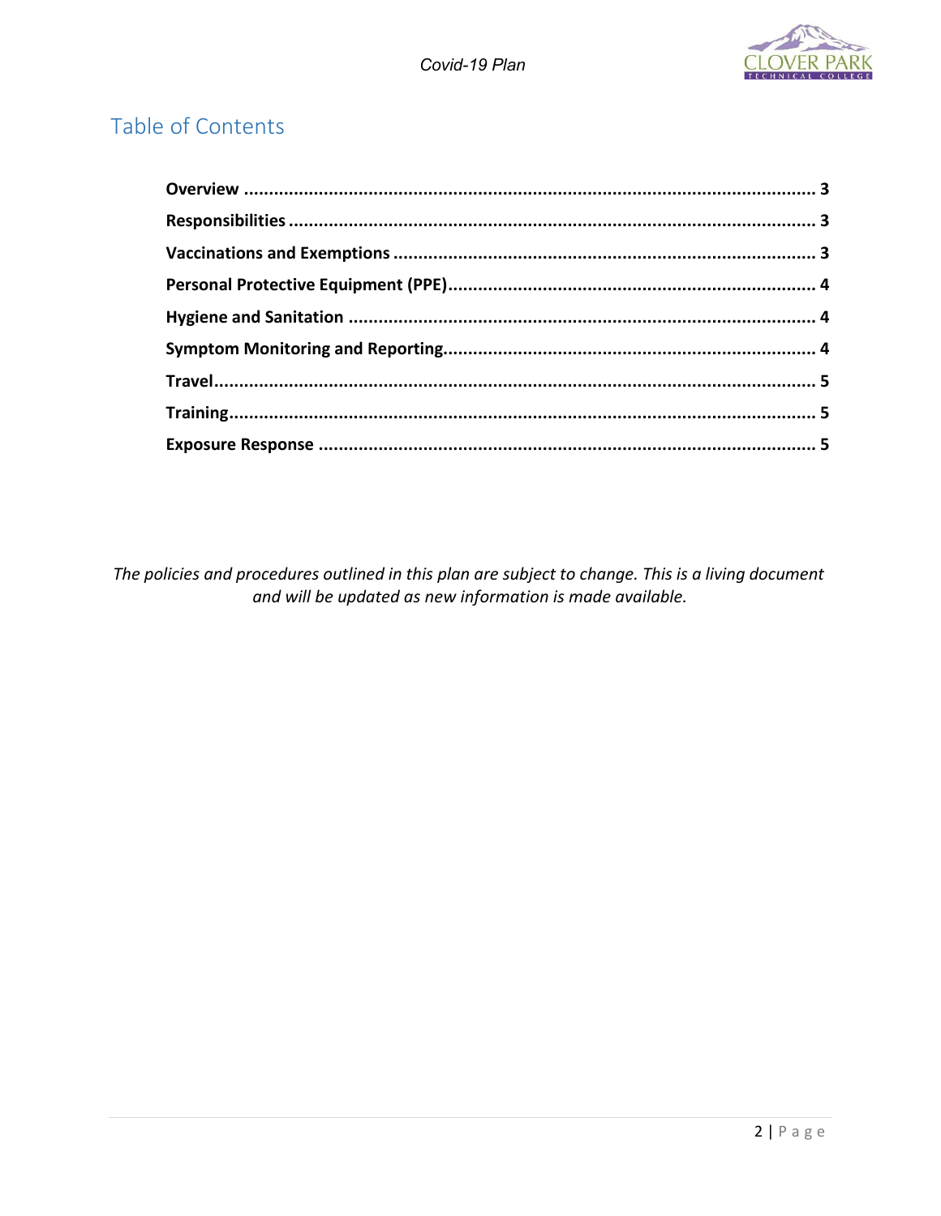## Table of Contents

**Overview** ..................................................................................................... **3**

**Responsibilities** ........................................................................................... **3**

**Vaccinations and Exemptions** ..................................................................... **3**

**Personal Protective Equipment (PPE)** ........................................................ **4**

**Hygiene and Sanitation** .............................................................................. **4**

**Symptom Monitoring and Reporting** ........................................................... **4**

**Travel** ........................................................................................................... **5**

**Training** ....................................................................................................... **5**

**Exposure Response** .................................................................................... **5**

*The policies and procedures outlined in this plan are subject to change. This is a living document and will be updated as new information is made available.*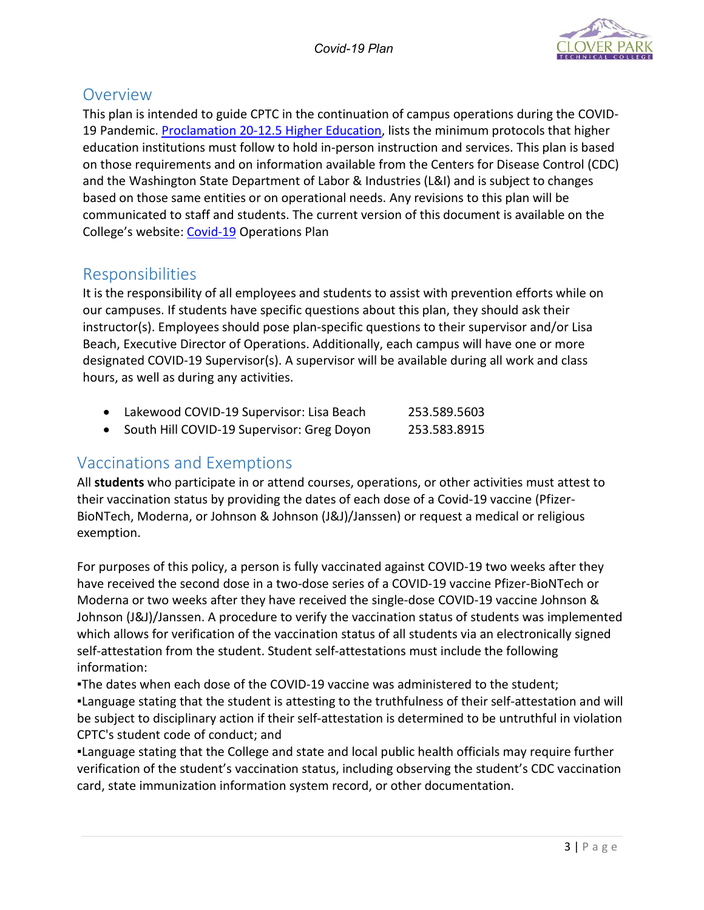## Overview

This plan is intended to guide CPTC in the continuation of campus operations during the COVID-19 Pandemic. [Proclamation 20-12.5 Higher Education](), lists the minimum protocols that higher education institutions must follow to hold in-person instruction and services. This plan is based on those requirements and on information available from the Centers for Disease Control (CDC) and the Washington State Department of Labor & Industries (L&I) and is subject to changes based on those same entities or on operational needs. Any revisions to this plan will be communicated to staff and students. The current version of this document is available on the College's website: [Covid-19]() Operations Plan

## Responsibilities

It is the responsibility of all employees and students to assist with prevention efforts while on our campuses. If students have specific questions about this plan, they should ask their instructor(s). Employees should pose plan-specific questions to their supervisor and/or Lisa Beach, Executive Director of Operations. Additionally, each campus will have one or more designated COVID-19 Supervisor(s). A supervisor will be available during all work and class hours, as well as during any activities.

- Lakewood COVID-19 Supervisor: Lisa Beach 253.589.5603
- South Hill COVID-19 Supervisor: Greg Doyon 253.583.8915

## Vaccinations and Exemptions

All **students** who participate in or attend courses, operations, or other activities must attest to their vaccination status by providing the dates of each dose of a Covid-19 vaccine (Pfizer-BioNTech, Moderna, or Johnson & Johnson (J&J)/Janssen) or request a medical or religious exemption.

For purposes of this policy, a person is fully vaccinated against COVID-19 two weeks after they have received the second dose in a two-dose series of a COVID-19 vaccine Pfizer-BioNTech or Moderna or two weeks after they have received the single-dose COVID-19 vaccine Johnson & Johnson (J&J)/Janssen. A procedure to verify the vaccination status of students was implemented which allows for verification of the vaccination status of all students via an electronically signed self-attestation from the student. Student self-attestations must include the following information:

▪The dates when each dose of the COVID-19 vaccine was administered to the student;

▪Language stating that the student is attesting to the truthfulness of their self-attestation and will be subject to disciplinary action if their self-attestation is determined to be untruthful in violation CPTC's student code of conduct; and

▪Language stating that the College and state and local public health officials may require further verification of the student's vaccination status, including observing the student's CDC vaccination card, state immunization information system record, or other documentation.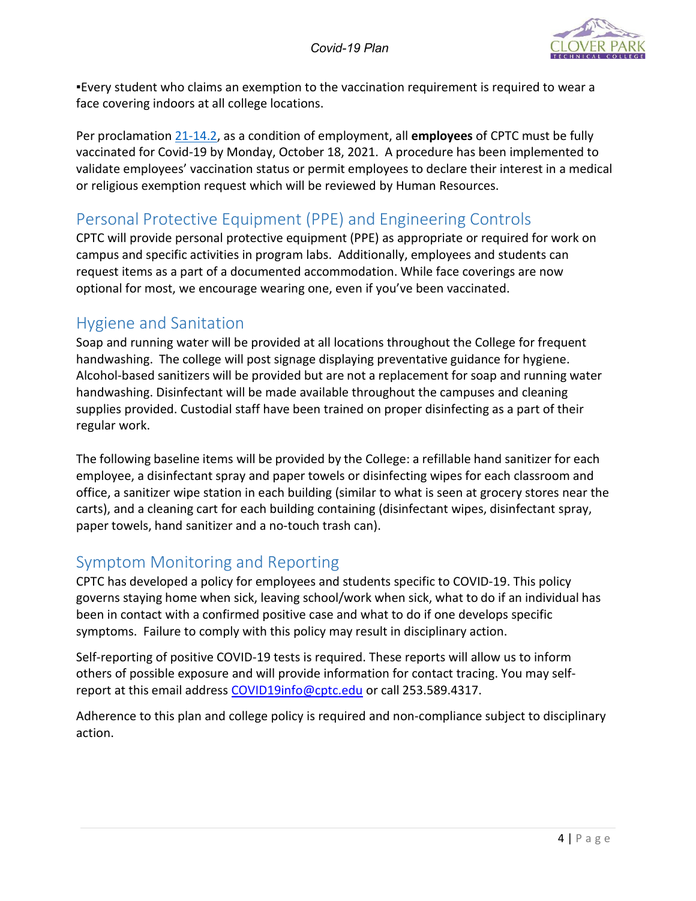▪Every student who claims an exemption to the vaccination requirement is required to wear a face covering indoors at all college locations.

Per proclamation [21-14.2](), as a condition of employment, all **employees** of CPTC must be fully vaccinated for Covid-19 by Monday, October 18, 2021. A procedure has been implemented to validate employees' vaccination status or permit employees to declare their interest in a medical or religious exemption request which will be reviewed by Human Resources.

## Personal Protective Equipment (PPE) and Engineering Controls

CPTC will provide personal protective equipment (PPE) as appropriate or required for work on campus and specific activities in program labs. Additionally, employees and students can request items as a part of a documented accommodation. While face coverings are now optional for most, we encourage wearing one, even if you've been vaccinated.

## Hygiene and Sanitation

Soap and running water will be provided at all locations throughout the College for frequent handwashing. The college will post signage displaying preventative guidance for hygiene. Alcohol-based sanitizers will be provided but are not a replacement for soap and running water handwashing. Disinfectant will be made available throughout the campuses and cleaning supplies provided. Custodial staff have been trained on proper disinfecting as a part of their regular work.

The following baseline items will be provided by the College: a refillable hand sanitizer for each employee, a disinfectant spray and paper towels or disinfecting wipes for each classroom and office, a sanitizer wipe station in each building (similar to what is seen at grocery stores near the carts), and a cleaning cart for each building containing (disinfectant wipes, disinfectant spray, paper towels, hand sanitizer and a no-touch trash can).

## Symptom Monitoring and Reporting

CPTC has developed a policy for employees and students specific to COVID-19. This policy governs staying home when sick, leaving school/work when sick, what to do if an individual has been in contact with a confirmed positive case and what to do if one develops specific symptoms. Failure to comply with this policy may result in disciplinary action.

Self-reporting of positive COVID-19 tests is required. These reports will allow us to inform others of possible exposure and will provide information for contact tracing. You may self-report at this email address [COVID19info@cptc.edu](mailto:COVID19info@cptc.edu) or call 253.589.4317.

Adherence to this plan and college policy is required and non-compliance subject to disciplinary action.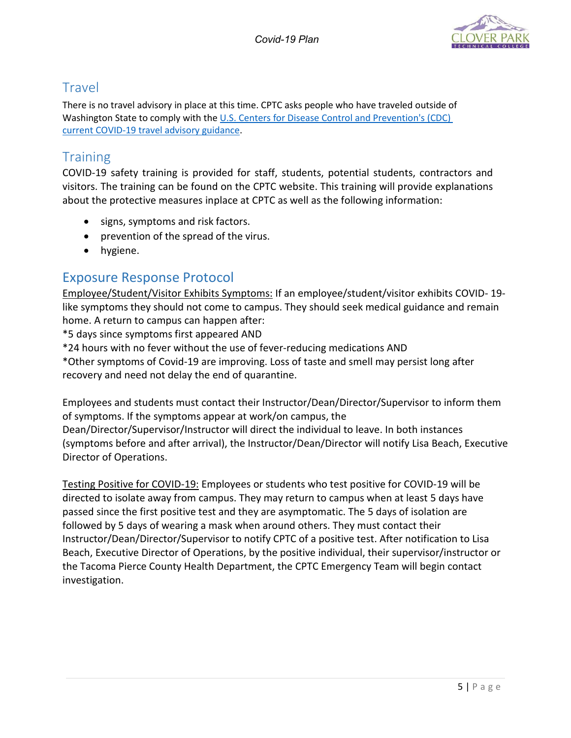## Travel

There is no travel advisory in place at this time. CPTC asks people who have traveled outside of Washington State to comply with the [U.S. Centers for Disease Control and Prevention's (CDC) current COVID-19 travel advisory guidance](#).

## Training

COVID-19 safety training is provided for staff, students, potential students, contractors and visitors. The training can be found on the CPTC website. This training will provide explanations about the protective measures inplace at CPTC as well as the following information:

- signs, symptoms and risk factors.
- prevention of the spread of the virus.
- hygiene.

## Exposure Response Protocol

Employee/Student/Visitor Exhibits Symptoms: If an employee/student/visitor exhibits COVID- 19-like symptoms they should not come to campus. They should seek medical guidance and remain home. A return to campus can happen after:

*5 days since symptoms first appeared AND

*24 hours with no fever without the use of fever-reducing medications AND

*Other symptoms of Covid-19 are improving. Loss of taste and smell may persist long after recovery and need not delay the end of quarantine.

Employees and students must contact their Instructor/Dean/Director/Supervisor to inform them of symptoms. If the symptoms appear at work/on campus, the Dean/Director/Supervisor/Instructor will direct the individual to leave. In both instances (symptoms before and after arrival), the Instructor/Dean/Director will notify Lisa Beach, Executive Director of Operations.

Testing Positive for COVID-19: Employees or students who test positive for COVID-19 will be directed to isolate away from campus. They may return to campus when at least 5 days have passed since the first positive test and they are asymptomatic. The 5 days of isolation are followed by 5 days of wearing a mask when around others. They must contact their Instructor/Dean/Director/Supervisor to notify CPTC of a positive test. After notification to Lisa Beach, Executive Director of Operations, by the positive individual, their supervisor/instructor or the Tacoma Pierce County Health Department, the CPTC Emergency Team will begin contact investigation.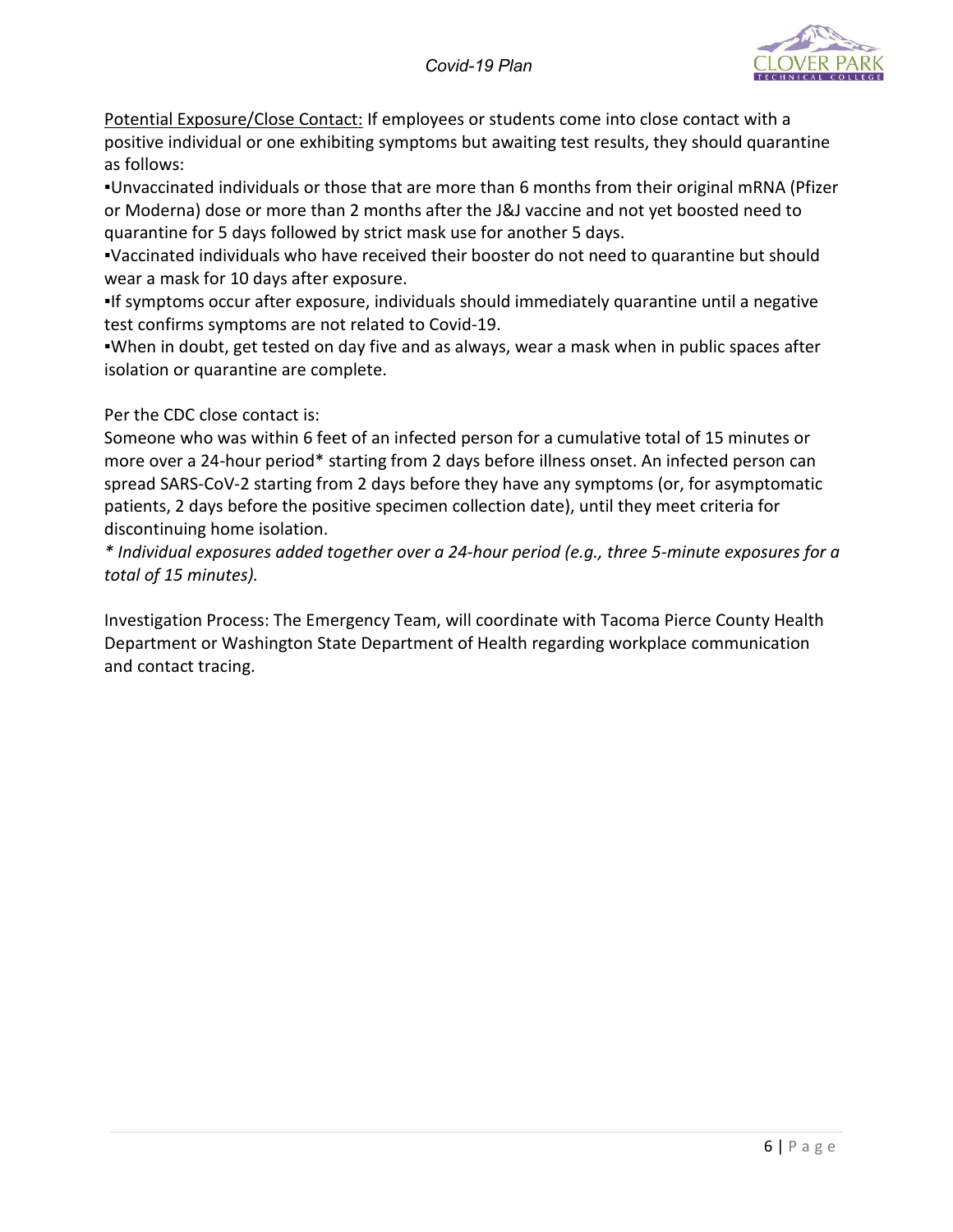Potential Exposure/Close Contact: If employees or students come into close contact with a positive individual or one exhibiting symptoms but awaiting test results, they should quarantine as follows:

▪Unvaccinated individuals or those that are more than 6 months from their original mRNA (Pfizer or Moderna) dose or more than 2 months after the J&J vaccine and not yet boosted need to quarantine for 5 days followed by strict mask use for another 5 days.

▪Vaccinated individuals who have received their booster do not need to quarantine but should wear a mask for 10 days after exposure.

▪If symptoms occur after exposure, individuals should immediately quarantine until a negative test confirms symptoms are not related to Covid-19.

▪When in doubt, get tested on day five and as always, wear a mask when in public spaces after isolation or quarantine are complete.

Per the CDC close contact is:

Someone who was within 6 feet of an infected person for a cumulative total of 15 minutes or more over a 24-hour period* starting from 2 days before illness onset. An infected person can spread SARS-CoV-2 starting from 2 days before they have any symptoms (or, for asymptomatic patients, 2 days before the positive specimen collection date), until they meet criteria for discontinuing home isolation.

*\* Individual exposures added together over a 24-hour period (e.g., three 5-minute exposures for a total of 15 minutes).*

Investigation Process: The Emergency Team, will coordinate with Tacoma Pierce County Health Department or Washington State Department of Health regarding workplace communication and contact tracing.